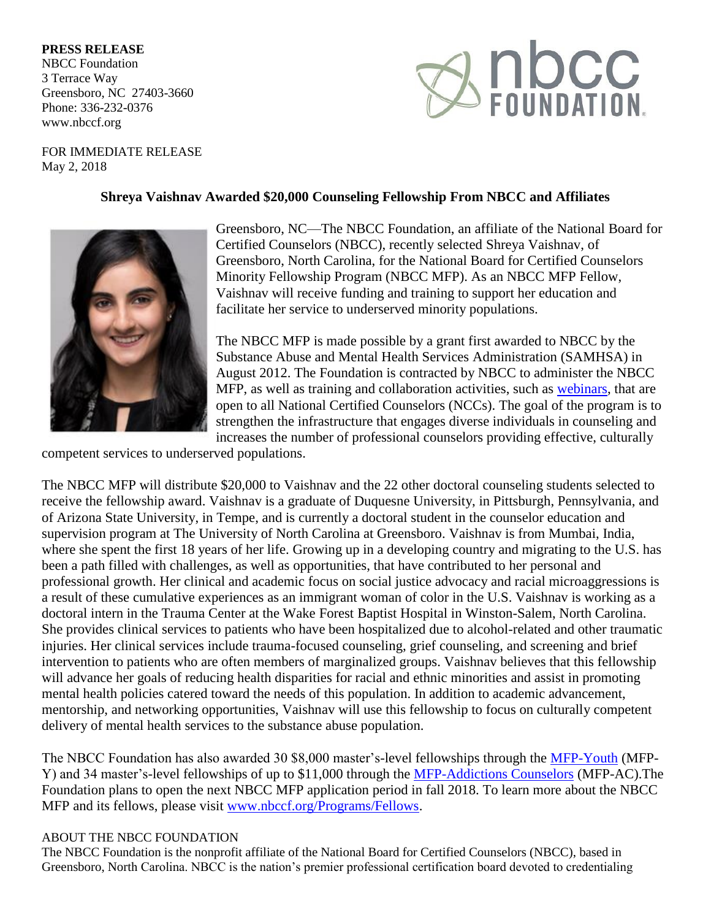**PRESS RELEASE**
NBCC Foundation
3 Terrace Way
Greensboro, NC 27403-3660
Phone: 336-232-0376
www.nbccf.org

FOR IMMEDIATE RELEASE
May 2, 2018

**Shreya Vaishnav Awarded $20,000 Counseling Fellowship From NBCC and Affiliates**

Greensboro, NC—The NBCC Foundation, an affiliate of the National Board for Certified Counselors (NBCC), recently selected Shreya Vaishnav, of Greensboro, North Carolina, for the National Board for Certified Counselors Minority Fellowship Program (NBCC MFP). As an NBCC MFP Fellow, Vaishnav will receive funding and training to support her education and facilitate her service to underserved minority populations.

The NBCC MFP is made possible by a grant first awarded to NBCC by the Substance Abuse and Mental Health Services Administration (SAMHSA) in August 2012. The Foundation is contracted by NBCC to administer the NBCC MFP, as well as training and collaboration activities, such as webinars, that are open to all National Certified Counselors (NCCs). The goal of the program is to strengthen the infrastructure that engages diverse individuals in counseling and increases the number of professional counselors providing effective, culturally competent services to underserved populations.

The NBCC MFP will distribute $20,000 to Vaishnav and the 22 other doctoral counseling students selected to receive the fellowship award. Vaishnav is a graduate of Duquesne University, in Pittsburgh, Pennsylvania, and of Arizona State University, in Tempe, and is currently a doctoral student in the counselor education and supervision program at The University of North Carolina at Greensboro. Vaishnav is from Mumbai, India, where she spent the first 18 years of her life. Growing up in a developing country and migrating to the U.S. has been a path filled with challenges, as well as opportunities, that have contributed to her personal and professional growth. Her clinical and academic focus on social justice advocacy and racial microaggressions is a result of these cumulative experiences as an immigrant woman of color in the U.S. Vaishnav is working as a doctoral intern in the Trauma Center at the Wake Forest Baptist Hospital in Winston-Salem, North Carolina. She provides clinical services to patients who have been hospitalized due to alcohol-related and other traumatic injuries. Her clinical services include trauma-focused counseling, grief counseling, and screening and brief intervention to patients who are often members of marginalized groups. Vaishnav believes that this fellowship will advance her goals of reducing health disparities for racial and ethnic minorities and assist in promoting mental health policies catered toward the needs of this population. In addition to academic advancement, mentorship, and networking opportunities, Vaishnav will use this fellowship to focus on culturally competent delivery of mental health services to the substance abuse population.

The NBCC Foundation has also awarded 30 $8,000 master's-level fellowships through the MFP-Youth (MFP-Y) and 34 master's-level fellowships of up to $11,000 through the MFP-Addictions Counselors (MFP-AC).The Foundation plans to open the next NBCC MFP application period in fall 2018. To learn more about the NBCC MFP and its fellows, please visit www.nbccf.org/Programs/Fellows.

ABOUT THE NBCC FOUNDATION

The NBCC Foundation is the nonprofit affiliate of the National Board for Certified Counselors (NBCC), based in Greensboro, North Carolina. NBCC is the nation's premier professional certification board devoted to credentialing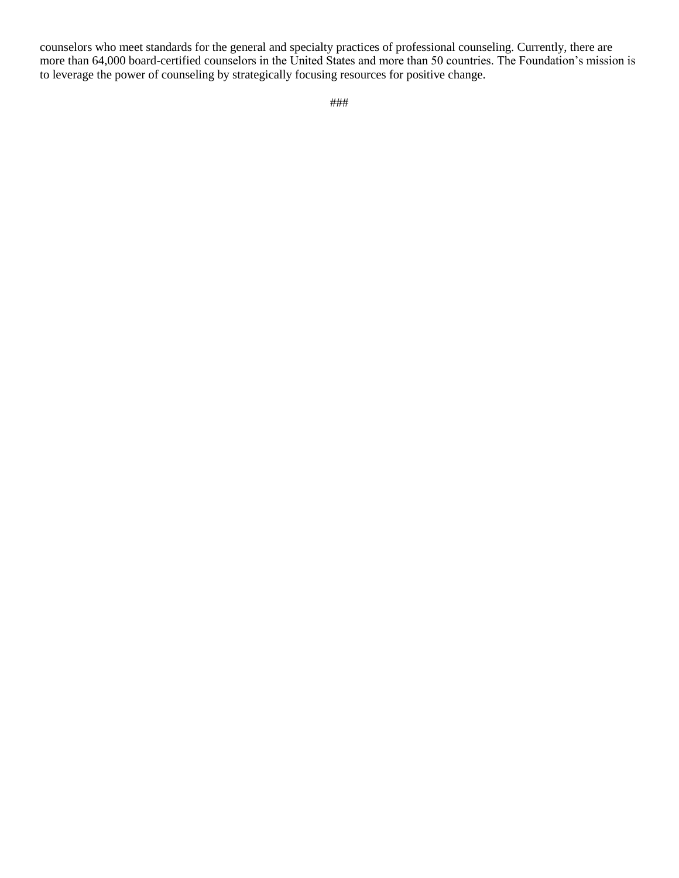counselors who meet standards for the general and specialty practices of professional counseling. Currently, there are more than 64,000 board-certified counselors in the United States and more than 50 countries. The Foundation's mission is to leverage the power of counseling by strategically focusing resources for positive change.

###